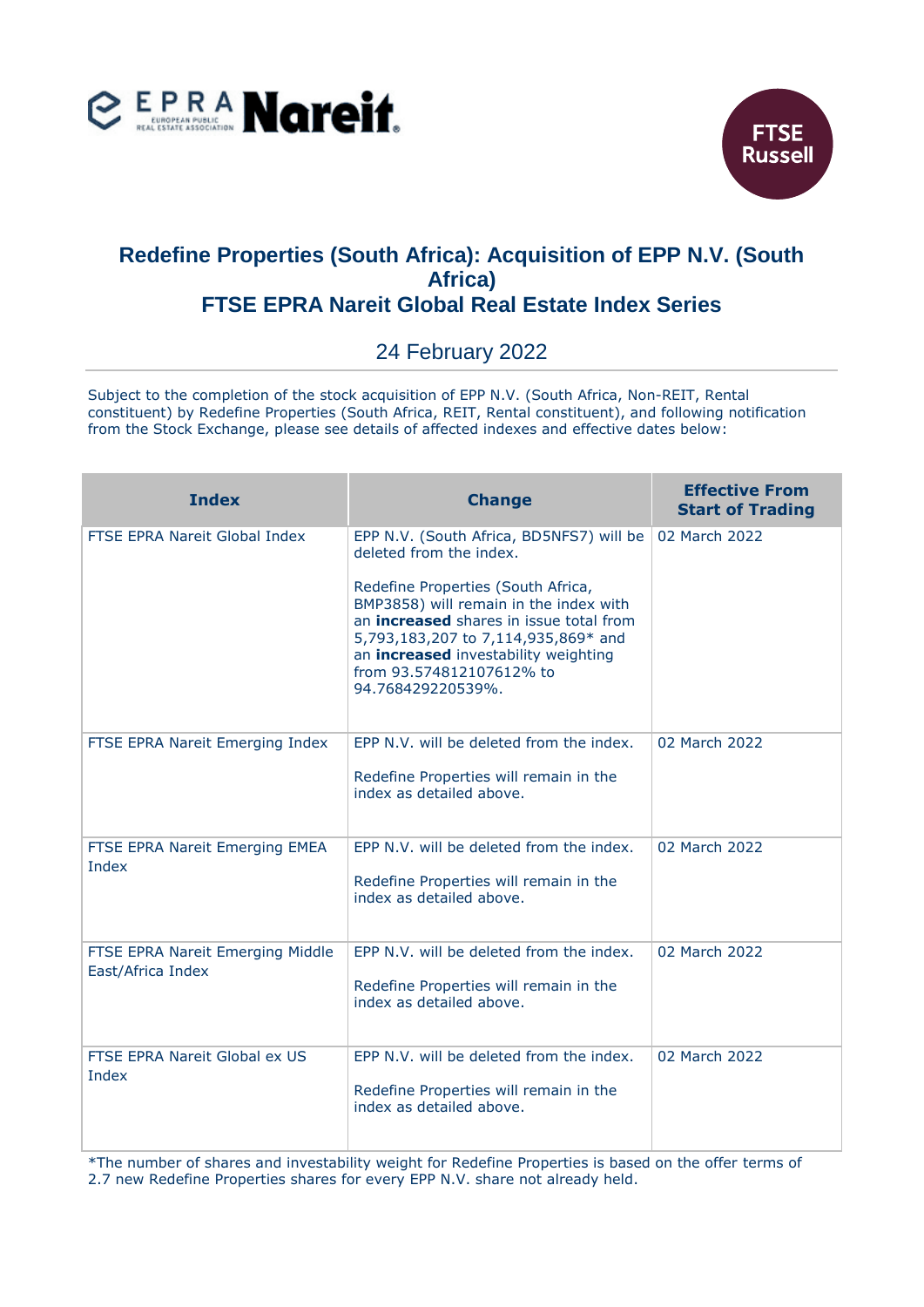# Redefine Properties (South Africa): Acquisition of EPP N.V. (South Africa)
# FTSE EPRA Nareit Global Real Estate Index Series

24 February 2022

Subject to the completion of the stock acquisition of EPP N.V. (South Africa, Non-REIT, Rental constituent) by Redefine Properties (South Africa, REIT, Rental constituent), and following notification from the Stock Exchange, please see details of affected indexes and effective dates below:

| Index | Change | Effective From Start of Trading |
|---|---|---|
| FTSE EPRA Nareit Global Index | EPP N.V. (South Africa, BD5NFS7) will be deleted from the index.<br><br>Redefine Properties (South Africa, BMP3858) will remain in the index with an **increased** shares in issue total from 5,793,183,207 to 7,114,935,869* and an **increased** investability weighting from 93.574812107612% to 94.768429220539%. | 02 March 2022 |
| FTSE EPRA Nareit Emerging Index | EPP N.V. will be deleted from the index.<br><br>Redefine Properties will remain in the index as detailed above. | 02 March 2022 |
| FTSE EPRA Nareit Emerging EMEA Index | EPP N.V. will be deleted from the index.<br><br>Redefine Properties will remain in the index as detailed above. | 02 March 2022 |
| FTSE EPRA Nareit Emerging Middle East/Africa Index | EPP N.V. will be deleted from the index.<br><br>Redefine Properties will remain in the index as detailed above. | 02 March 2022 |
| FTSE EPRA Nareit Global ex US Index | EPP N.V. will be deleted from the index.<br><br>Redefine Properties will remain in the index as detailed above. | 02 March 2022 |

*The number of shares and investability weight for Redefine Properties is based on the offer terms of 2.7 new Redefine Properties shares for every EPP N.V. share not already held.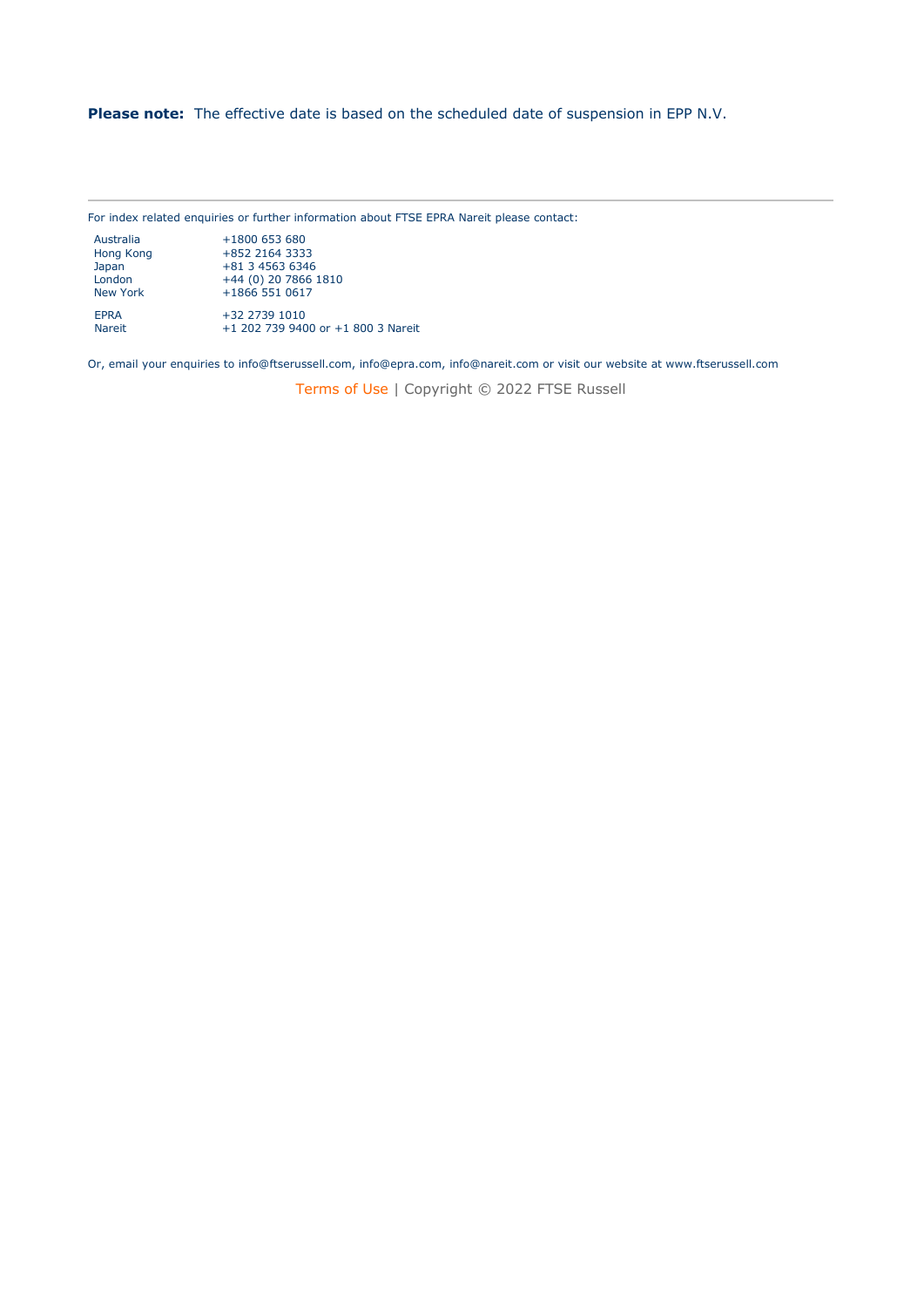**Please note:** The effective date is based on the scheduled date of suspension in EPP N.V.

---

For index related enquiries or further information about FTSE EPRA Nareit please contact:

| | |
|---|---|
| Australia | +1800 653 680 |
| Hong Kong | +852 2164 3333 |
| Japan | +81 3 4563 6346 |
| London | +44 (0) 20 7866 1810 |
| New York | +1866 551 0617 |
| EPRA | +32 2739 1010 |
| Nareit | +1 202 739 9400 or +1 800 3 Nareit |

Or, email your enquiries to info@ftserussell.com, info@epra.com, info@nareit.com or visit our website at www.ftserussell.com

Terms of Use | Copyright © 2022 FTSE Russell